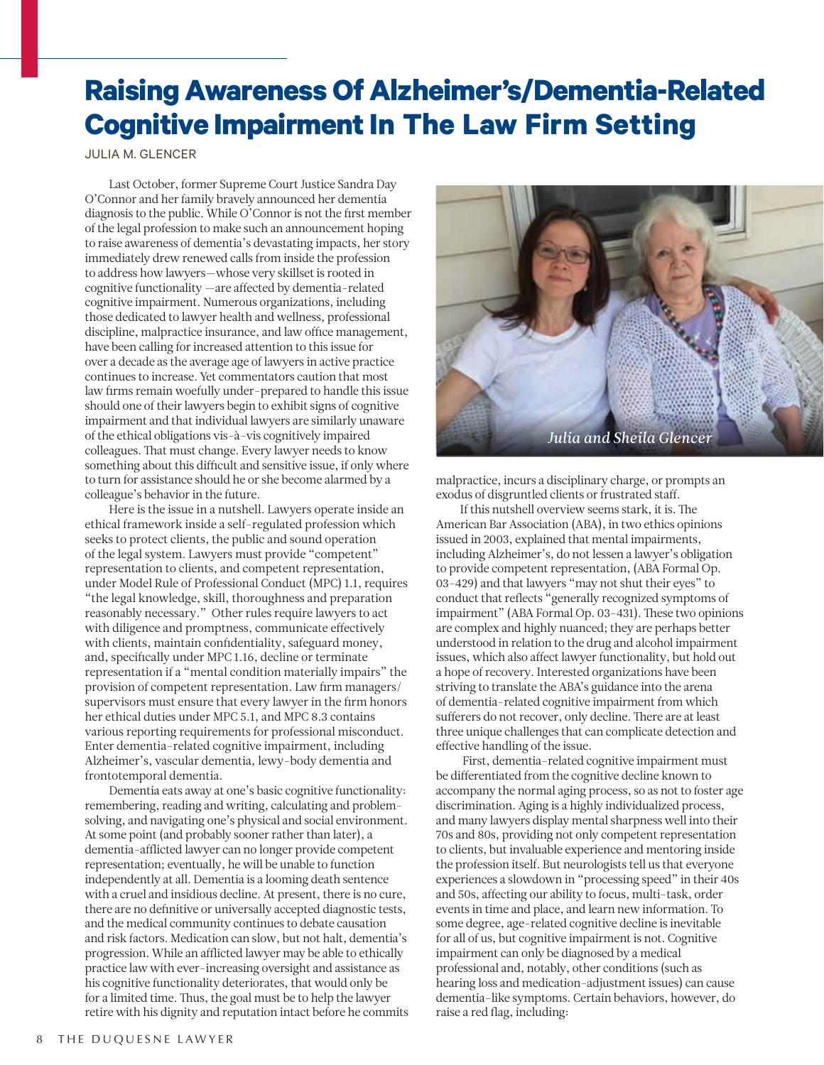# Raising Awareness Of Alzheimer's/Dementia-Related Cognitive Impairment In The Law Firm Setting

JULIA M. GLENCER

Last October, former Supreme Court Justice Sandra Day O'Connor and her family bravely announced her dementia diagnosis to the public. While O'Connor is not the first member of the legal profession to make such an announcement hoping to raise awareness of dementia's devastating impacts, her story immediately drew renewed calls from inside the profession to address how lawyers—whose very skillset is rooted in cognitive functionality —are affected by dementia-related cognitive impairment. Numerous organizations, including those dedicated to lawyer health and wellness, professional discipline, malpractice insurance, and law office management, have been calling for increased attention to this issue for over a decade as the average age of lawyers in active practice continues to increase. Yet commentators caution that most law firms remain woefully under-prepared to handle this issue should one of their lawyers begin to exhibit signs of cognitive impairment and that individual lawyers are similarly unaware of the ethical obligations vis-à-vis cognitively impaired colleagues. That must change. Every lawyer needs to know something about this difficult and sensitive issue, if only where to turn for assistance should he or she become alarmed by a colleague's behavior in the future.

Here is the issue in a nutshell. Lawyers operate inside an ethical framework inside a self-regulated profession which seeks to protect clients, the public and sound operation of the legal system. Lawyers must provide "competent" representation to clients, and competent representation, under Model Rule of Professional Conduct (MPC) 1.1, requires "the legal knowledge, skill, thoroughness and preparation reasonably necessary." Other rules require lawyers to act with diligence and promptness, communicate effectively with clients, maintain confidentiality, safeguard money, and, specifically under MPC 1.16, decline or terminate representation if a "mental condition materially impairs" the provision of competent representation. Law firm managers/supervisors must ensure that every lawyer in the firm honors her ethical duties under MPC 5.1, and MPC 8.3 contains various reporting requirements for professional misconduct. Enter dementia-related cognitive impairment, including Alzheimer's, vascular dementia, lewy-body dementia and frontotemporal dementia.

Dementia eats away at one's basic cognitive functionality: remembering, reading and writing, calculating and problem-solving, and navigating one's physical and social environment. At some point (and probably sooner rather than later), a dementia-afflicted lawyer can no longer provide competent representation; eventually, he will be unable to function independently at all. Dementia is a looming death sentence with a cruel and insidious decline. At present, there is no cure, there are no definitive or universally accepted diagnostic tests, and the medical community continues to debate causation and risk factors. Medication can slow, but not halt, dementia's progression. While an afflicted lawyer may be able to ethically practice law with ever-increasing oversight and assistance as his cognitive functionality deteriorates, that would only be for a limited time. Thus, the goal must be to help the lawyer retire with his dignity and reputation intact before he commits malpractice, incurs a disciplinary charge, or prompts an exodus of disgruntled clients or frustrated staff.

*Julia and Sheila Glencer*

If this nutshell overview seems stark, it is. The American Bar Association (ABA), in two ethics opinions issued in 2003, explained that mental impairments, including Alzheimer's, do not lessen a lawyer's obligation to provide competent representation, (ABA Formal Op. 03-429) and that lawyers "may not shut their eyes" to conduct that reflects "generally recognized symptoms of impairment" (ABA Formal Op. 03-431). These two opinions are complex and highly nuanced; they are perhaps better understood in relation to the drug and alcohol impairment issues, which also affect lawyer functionality, but hold out a hope of recovery. Interested organizations have been striving to translate the ABA's guidance into the arena of dementia-related cognitive impairment from which sufferers do not recover, only decline. There are at least three unique challenges that can complicate detection and effective handling of the issue.

First, dementia-related cognitive impairment must be differentiated from the cognitive decline known to accompany the normal aging process, so as not to foster age discrimination. Aging is a highly individualized process, and many lawyers display mental sharpness well into their 70s and 80s, providing not only competent representation to clients, but invaluable experience and mentoring inside the profession itself. But neurologists tell us that everyone experiences a slowdown in "processing speed" in their 40s and 50s, affecting our ability to focus, multi-task, order events in time and place, and learn new information. To some degree, age-related cognitive decline is inevitable for all of us, but cognitive impairment is not. Cognitive impairment can only be diagnosed by a medical professional and, notably, other conditions (such as hearing loss and medication-adjustment issues) can cause dementia-like symptoms. Certain behaviors, however, do raise a red flag, including: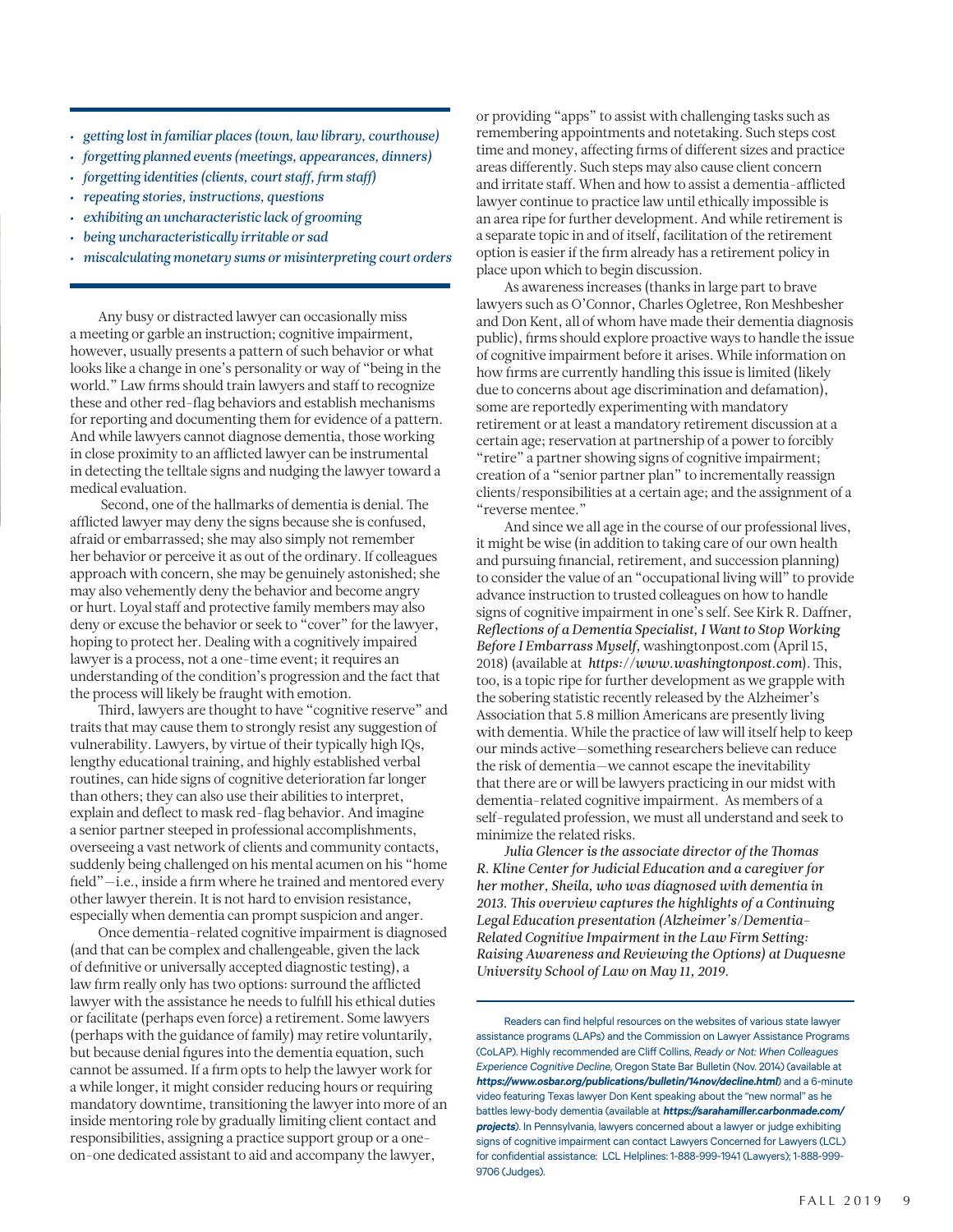- *getting lost in familiar places (town, law library, courthouse)*
- *forgetting planned events (meetings, appearances, dinners)*
- *forgetting identities (clients, court staff, firm staff)*
- *repeating stories, instructions, questions*
- *exhibiting an uncharacteristic lack of grooming*
- *being uncharacteristically irritable or sad*
- *miscalculating monetary sums or misinterpreting court orders*

Any busy or distracted lawyer can occasionally miss a meeting or garble an instruction; cognitive impairment, however, usually presents a pattern of such behavior or what looks like a change in one's personality or way of "being in the world." Law firms should train lawyers and staff to recognize these and other red-flag behaviors and establish mechanisms for reporting and documenting them for evidence of a pattern. And while lawyers cannot diagnose dementia, those working in close proximity to an afflicted lawyer can be instrumental in detecting the telltale signs and nudging the lawyer toward a medical evaluation.

Second, one of the hallmarks of dementia is denial. The afflicted lawyer may deny the signs because she is confused, afraid or embarrassed; she may also simply not remember her behavior or perceive it as out of the ordinary. If colleagues approach with concern, she may be genuinely astonished; she may also vehemently deny the behavior and become angry or hurt. Loyal staff and protective family members may also deny or excuse the behavior or seek to "cover" for the lawyer, hoping to protect her. Dealing with a cognitively impaired lawyer is a process, not a one-time event; it requires an understanding of the condition's progression and the fact that the process will likely be fraught with emotion.

Third, lawyers are thought to have "cognitive reserve" and traits that may cause them to strongly resist any suggestion of vulnerability. Lawyers, by virtue of their typically high IQs, lengthy educational training, and highly established verbal routines, can hide signs of cognitive deterioration far longer than others; they can also use their abilities to interpret, explain and deflect to mask red-flag behavior. And imagine a senior partner steeped in professional accomplishments, overseeing a vast network of clients and community contacts, suddenly being challenged on his mental acumen on his "home field"—i.e., inside a firm where he trained and mentored every other lawyer therein. It is not hard to envision resistance, especially when dementia can prompt suspicion and anger.

Once dementia-related cognitive impairment is diagnosed (and that can be complex and challengeable, given the lack of definitive or universally accepted diagnostic testing), a law firm really only has two options: surround the afflicted lawyer with the assistance he needs to fulfill his ethical duties or facilitate (perhaps even force) a retirement. Some lawyers (perhaps with the guidance of family) may retire voluntarily, but because denial figures into the dementia equation, such cannot be assumed. If a firm opts to help the lawyer work for a while longer, it might consider reducing hours or requiring mandatory downtime, transitioning the lawyer into more of an inside mentoring role by gradually limiting client contact and responsibilities, assigning a practice support group or a one-on-one dedicated assistant to aid and accompany the lawyer, or providing "apps" to assist with challenging tasks such as remembering appointments and notetaking. Such steps cost time and money, affecting firms of different sizes and practice areas differently. Such steps may also cause client concern and irritate staff. When and how to assist a dementia-afflicted lawyer continue to practice law until ethically impossible is an area ripe for further development. And while retirement is a separate topic in and of itself, facilitation of the retirement option is easier if the firm already has a retirement policy in place upon which to begin discussion.

As awareness increases (thanks in large part to brave lawyers such as O'Connor, Charles Ogletree, Ron Meshbesher and Don Kent, all of whom have made their dementia diagnosis public), firms should explore proactive ways to handle the issue of cognitive impairment before it arises. While information on how firms are currently handling this issue is limited (likely due to concerns about age discrimination and defamation), some are reportedly experimenting with mandatory retirement or at least a mandatory retirement discussion at a certain age; reservation at partnership of a power to forcibly "retire" a partner showing signs of cognitive impairment; creation of a "senior partner plan" to incrementally reassign clients/responsibilities at a certain age; and the assignment of a "reverse mentee."

And since we all age in the course of our professional lives, it might be wise (in addition to taking care of our own health and pursuing financial, retirement, and succession planning) to consider the value of an "occupational living will" to provide advance instruction to trusted colleagues on how to handle signs of cognitive impairment in one's self. See Kirk R. Daffner, ***Reflections of a Dementia Specialist, I Want to Stop Working Before I Embarrass Myself***, washingtonpost.com (April 15, 2018) (available at ***https://www.washingtonpost.com***). This, too, is a topic ripe for further development as we grapple with the sobering statistic recently released by the Alzheimer's Association that 5.8 million Americans are presently living with dementia. While the practice of law will itself help to keep our minds active—something researchers believe can reduce the risk of dementia—we cannot escape the inevitability that there are or will be lawyers practicing in our midst with dementia-related cognitive impairment. As members of a self-regulated profession, we must all understand and seek to minimize the related risks.

*Julia Glencer is the associate director of the Thomas R. Kline Center for Judicial Education and a caregiver for her mother, Sheila, who was diagnosed with dementia in 2013. This overview captures the highlights of a Continuing Legal Education presentation (Alzheimer's/Dementia-Related Cognitive Impairment in the Law Firm Setting: Raising Awareness and Reviewing the Options) at Duquesne University School of Law on May 11, 2019.*

---

Readers can find helpful resources on the websites of various state lawyer assistance programs (LAPs) and the Commission on Lawyer Assistance Programs (CoLAP). Highly recommended are Cliff Collins, *Ready or Not: When Colleagues Experience Cognitive Decline*, Oregon State Bar Bulletin (Nov. 2014) (available at ***https://www.osbar.org/publications/bulletin/14nov/decline.html***) and a 6-minute video featuring Texas lawyer Don Kent speaking about the "new normal" as he battles lewy-body dementia (available at ***https://sarahamiller.carbonmade.com/projects***). In Pennsylvania, lawyers concerned about a lawyer or judge exhibiting signs of cognitive impairment can contact Lawyers Concerned for Lawyers (LCL) for confidential assistance: LCL Helplines: 1-888-999-1941 (Lawyers); 1-888-999-9706 (Judges).